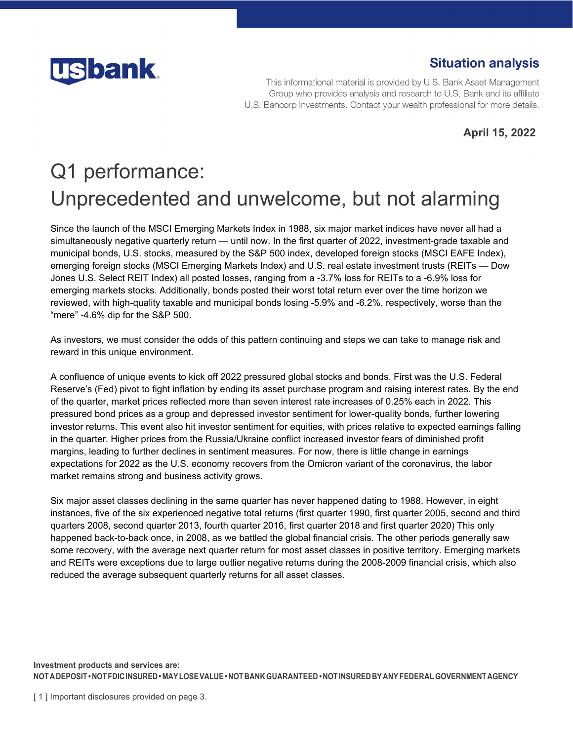**Situation analysis**

This informational material is provided by U.S. Bank Asset Management Group who provides analysis and research to U.S. Bank and its affiliate U.S. Bancorp Investments. Contact your wealth professional for more details.

**April 15, 2022**

# Q1 performance: Unprecedented and unwelcome, but not alarming

Since the launch of the MSCI Emerging Markets Index in 1988, six major market indices have never all had a simultaneously negative quarterly return — until now. In the first quarter of 2022, investment-grade taxable and municipal bonds, U.S. stocks, measured by the S&P 500 index, developed foreign stocks (MSCI EAFE Index), emerging foreign stocks (MSCI Emerging Markets Index) and U.S. real estate investment trusts (REITs — Dow Jones U.S. Select REIT Index) all posted losses, ranging from a -3.7% loss for REITs to a -6.9% loss for emerging markets stocks. Additionally, bonds posted their worst total return ever over the time horizon we reviewed, with high-quality taxable and municipal bonds losing -5.9% and -6.2%, respectively, worse than the "mere" -4.6% dip for the S&P 500.

As investors, we must consider the odds of this pattern continuing and steps we can take to manage risk and reward in this unique environment.

A confluence of unique events to kick off 2022 pressured global stocks and bonds. First was the U.S. Federal Reserve's (Fed) pivot to fight inflation by ending its asset purchase program and raising interest rates. By the end of the quarter, market prices reflected more than seven interest rate increases of 0.25% each in 2022. This pressured bond prices as a group and depressed investor sentiment for lower-quality bonds, further lowering investor returns. This event also hit investor sentiment for equities, with prices relative to expected earnings falling in the quarter. Higher prices from the Russia/Ukraine conflict increased investor fears of diminished profit margins, leading to further declines in sentiment measures. For now, there is little change in earnings expectations for 2022 as the U.S. economy recovers from the Omicron variant of the coronavirus, the labor market remains strong and business activity grows.

Six major asset classes declining in the same quarter has never happened dating to 1988. However, in eight instances, five of the six experienced negative total returns (first quarter 1990, first quarter 2005, second and third quarters 2008, second quarter 2013, fourth quarter 2016, first quarter 2018 and first quarter 2020) This only happened back-to-back once, in 2008, as we battled the global financial crisis. The other periods generally saw some recovery, with the average next quarter return for most asset classes in positive territory. Emerging markets and REITs were exceptions due to large outlier negative returns during the 2008-2009 financial crisis, which also reduced the average subsequent quarterly returns for all asset classes.

**Investment products and services are:**
**NOT A DEPOSIT • NOT FDIC INSURED • MAY LOSE VALUE • NOT BANK GUARANTEED • NOT INSURED BY ANY FEDERAL GOVERNMENT AGENCY**

Important disclosures provided on page 3.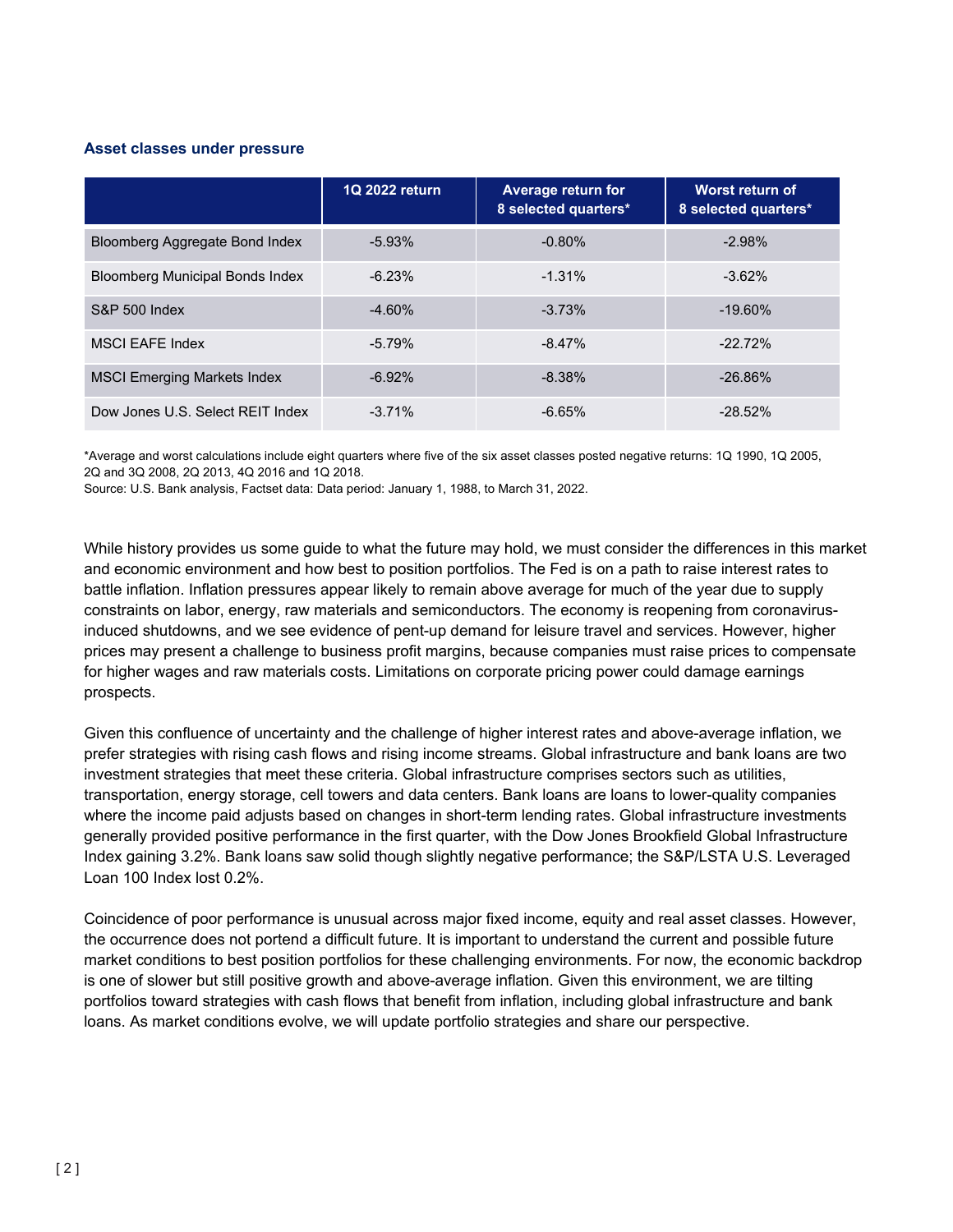### Asset classes under pressure

| | 1Q 2022 return | Average return for 8 selected quarters* | Worst return of 8 selected quarters* |
|---|---|---|---|
| Bloomberg Aggregate Bond Index | -5.93% | -0.80% | -2.98% |
| Bloomberg Municipal Bonds Index | -6.23% | -1.31% | -3.62% |
| S&P 500 Index | -4.60% | -3.73% | -19.60% |
| MSCI EAFE Index | -5.79% | -8.47% | -22.72% |
| MSCI Emerging Markets Index | -6.92% | -8.38% | -26.86% |
| Dow Jones U.S. Select REIT Index | -3.71% | -6.65% | -28.52% |

*Average and worst calculations include eight quarters where five of the six asset classes posted negative returns: 1Q 1990, 1Q 2005, 2Q and 3Q 2008, 2Q 2013, 4Q 2016 and 1Q 2018.
Source: U.S. Bank analysis, Factset data: Data period: January 1, 1988, to March 31, 2022.

While history provides us some guide to what the future may hold, we must consider the differences in this market and economic environment and how best to position portfolios. The Fed is on a path to raise interest rates to battle inflation. Inflation pressures appear likely to remain above average for much of the year due to supply constraints on labor, energy, raw materials and semiconductors. The economy is reopening from coronavirus-induced shutdowns, and we see evidence of pent-up demand for leisure travel and services. However, higher prices may present a challenge to business profit margins, because companies must raise prices to compensate for higher wages and raw materials costs. Limitations on corporate pricing power could damage earnings prospects.

Given this confluence of uncertainty and the challenge of higher interest rates and above-average inflation, we prefer strategies with rising cash flows and rising income streams. Global infrastructure and bank loans are two investment strategies that meet these criteria. Global infrastructure comprises sectors such as utilities, transportation, energy storage, cell towers and data centers. Bank loans are loans to lower-quality companies where the income paid adjusts based on changes in short-term lending rates. Global infrastructure investments generally provided positive performance in the first quarter, with the Dow Jones Brookfield Global Infrastructure Index gaining 3.2%. Bank loans saw solid though slightly negative performance; the S&P/LSTA U.S. Leveraged Loan 100 Index lost 0.2%.

Coincidence of poor performance is unusual across major fixed income, equity and real asset classes. However, the occurrence does not portend a difficult future. It is important to understand the current and possible future market conditions to best position portfolios for these challenging environments. For now, the economic backdrop is one of slower but still positive growth and above-average inflation. Given this environment, we are tilting portfolios toward strategies with cash flows that benefit from inflation, including global infrastructure and bank loans. As market conditions evolve, we will update portfolio strategies and share our perspective.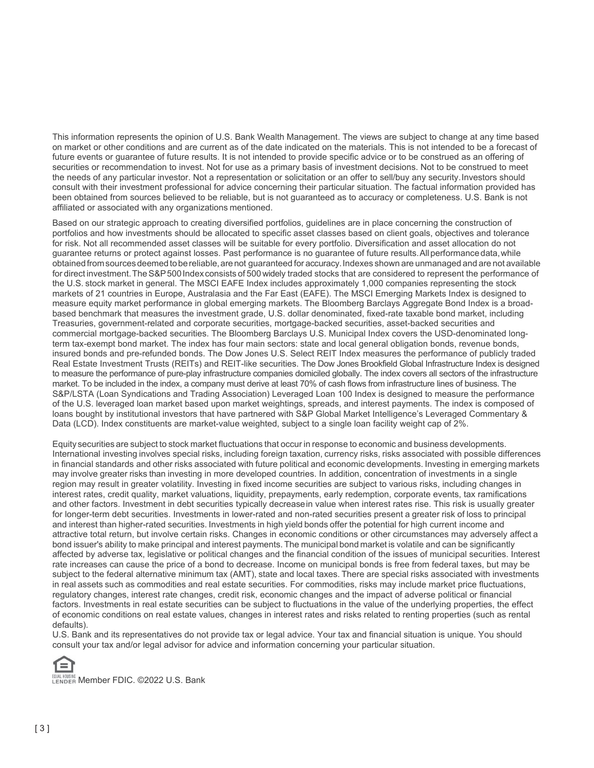This information represents the opinion of U.S. Bank Wealth Management. The views are subject to change at any time based on market or other conditions and are current as of the date indicated on the materials. This is not intended to be a forecast of future events or guarantee of future results. It is not intended to provide specific advice or to be construed as an offering of securities or recommendation to invest. Not for use as a primary basis of investment decisions. Not to be construed to meet the needs of any particular investor. Not a representation or solicitation or an offer to sell/buy any security. Investors should consult with their investment professional for advice concerning their particular situation. The factual information provided has been obtained from sources believed to be reliable, but is not guaranteed as to accuracy or completeness. U.S. Bank is not affiliated or associated with any organizations mentioned.

Based on our strategic approach to creating diversified portfolios, guidelines are in place concerning the construction of portfolios and how investments should be allocated to specific asset classes based on client goals, objectives and tolerance for risk. Not all recommended asset classes will be suitable for every portfolio. Diversification and asset allocation do not guarantee returns or protect against losses. Past performance is no guarantee of future results. All performance data, while obtained from sources deemed to be reliable, are not guaranteed for accuracy. Indexes shown are unmanaged and are not available for direct investment. The S&P 500 Index consists of 500 widely traded stocks that are considered to represent the performance of the U.S. stock market in general. The MSCI EAFE Index includes approximately 1,000 companies representing the stock markets of 21 countries in Europe, Australasia and the Far East (EAFE). The MSCI Emerging Markets Index is designed to measure equity market performance in global emerging markets. The Bloomberg Barclays Aggregate Bond Index is a broad-based benchmark that measures the investment grade, U.S. dollar denominated, fixed-rate taxable bond market, including Treasuries, government-related and corporate securities, mortgage-backed securities, asset-backed securities and commercial mortgage-backed securities. The Bloomberg Barclays U.S. Municipal Index covers the USD-denominated long-term tax-exempt bond market. The index has four main sectors: state and local general obligation bonds, revenue bonds, insured bonds and pre-refunded bonds. The Dow Jones U.S. Select REIT Index measures the performance of publicly traded Real Estate Investment Trusts (REITs) and REIT-like securities. The Dow Jones Brookfield Global Infrastructure Index is designed to measure the performance of pure-play infrastructure companies domiciled globally. The index covers all sectors of the infrastructure market. To be included in the index, a company must derive at least 70% of cash flows from infrastructure lines of business. The S&P/LSTA (Loan Syndications and Trading Association) Leveraged Loan 100 Index is designed to measure the performance of the U.S. leveraged loan market based upon market weightings, spreads, and interest payments. The index is composed of loans bought by institutional investors that have partnered with S&P Global Market Intelligence's Leveraged Commentary & Data (LCD). Index constituents are market-value weighted, subject to a single loan facility weight cap of 2%.

Equity securities are subject to stock market fluctuations that occur in response to economic and business developments. International investing involves special risks, including foreign taxation, currency risks, risks associated with possible differences in financial standards and other risks associated with future political and economic developments. Investing in emerging markets may involve greater risks than investing in more developed countries. In addition, concentration of investments in a single region may result in greater volatility. Investing in fixed income securities are subject to various risks, including changes in interest rates, credit quality, market valuations, liquidity, prepayments, early redemption, corporate events, tax ramifications and other factors. Investment in debt securities typically decrease in value when interest rates rise. This risk is usually greater for longer-term debt securities. Investments in lower-rated and non-rated securities present a greater risk of loss to principal and interest than higher-rated securities. Investments in high yield bonds offer the potential for high current income and attractive total return, but involve certain risks. Changes in economic conditions or other circumstances may adversely affect a bond issuer's ability to make principal and interest payments. The municipal bond market is volatile and can be significantly affected by adverse tax, legislative or political changes and the financial condition of the issues of municipal securities. Interest rate increases can cause the price of a bond to decrease. Income on municipal bonds is free from federal taxes, but may be subject to the federal alternative minimum tax (AMT), state and local taxes. There are special risks associated with investments in real assets such as commodities and real estate securities. For commodities, risks may include market price fluctuations, regulatory changes, interest rate changes, credit risk, economic changes and the impact of adverse political or financial factors. Investments in real estate securities can be subject to fluctuations in the value of the underlying properties, the effect of economic conditions on real estate values, changes in interest rates and risks related to renting properties (such as rental defaults).

U.S. Bank and its representatives do not provide tax or legal advice. Your tax and financial situation is unique. You should consult your tax and/or legal advisor for advice and information concerning your particular situation.

EQUAL HOUSING LENDER Member FDIC. ©2022 U.S. Bank